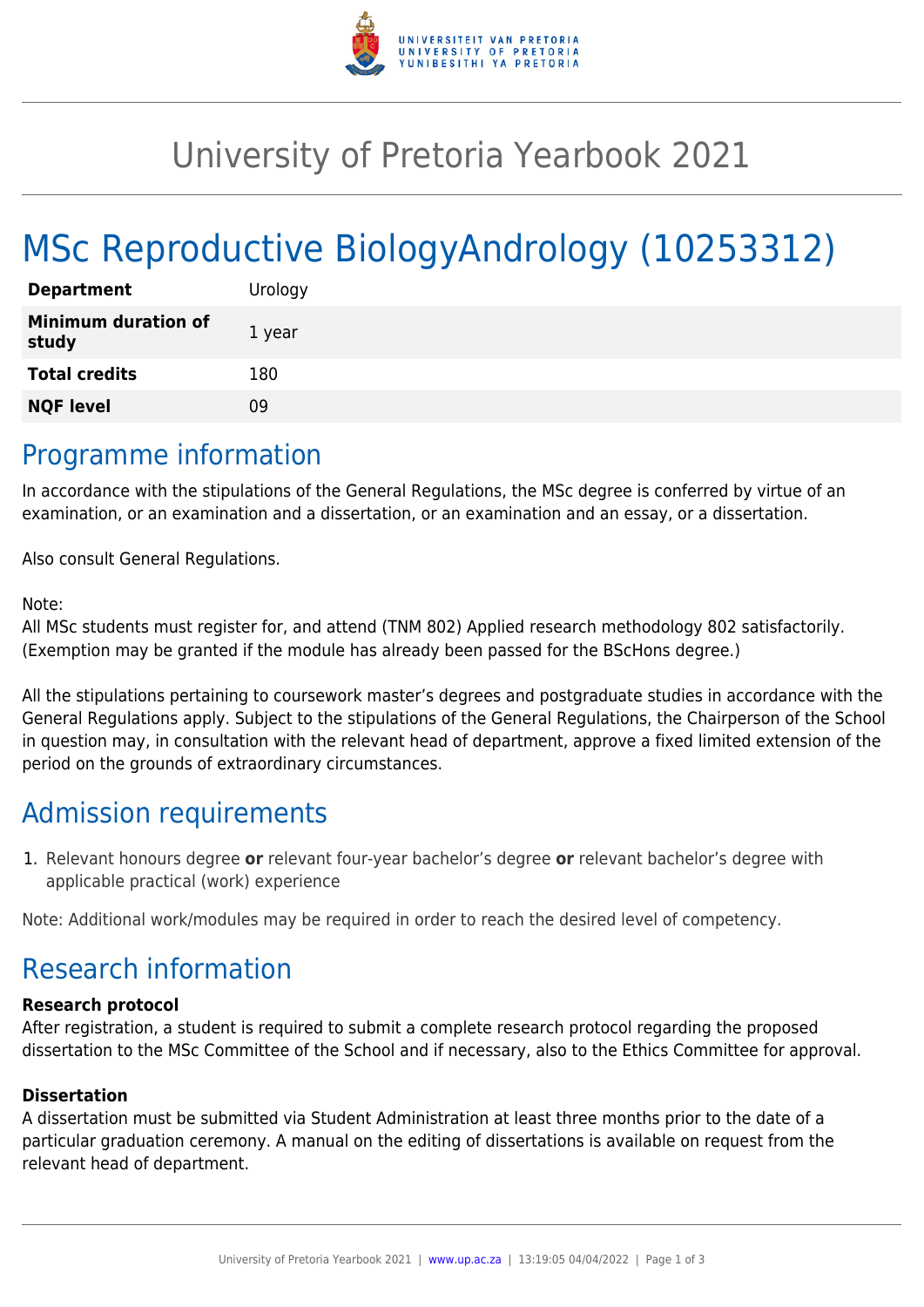# University of Pretoria Yearbook 2021

# MSc Reproductive BiologyAndrology (10253312)

| **Department** | Urology |
|---|---|
| **Minimum duration of study** | 1 year |
| **Total credits** | 180 |
| **NQF level** | 09 |

## Programme information

In accordance with the stipulations of the General Regulations, the MSc degree is conferred by virtue of an examination, or an examination and a dissertation, or an examination and an essay, or a dissertation.

Also consult General Regulations.

Note:
All MSc students must register for, and attend (TNM 802) Applied research methodology 802 satisfactorily. (Exemption may be granted if the module has already been passed for the BScHons degree.)

All the stipulations pertaining to coursework master's degrees and postgraduate studies in accordance with the General Regulations apply. Subject to the stipulations of the General Regulations, the Chairperson of the School in question may, in consultation with the relevant head of department, approve a fixed limited extension of the period on the grounds of extraordinary circumstances.

## Admission requirements

1. Relevant honours degree **or** relevant four-year bachelor's degree **or** relevant bachelor's degree with applicable practical (work) experience

Note: Additional work/modules may be required in order to reach the desired level of competency.

## Research information

**Research protocol**
After registration, a student is required to submit a complete research protocol regarding the proposed dissertation to the MSc Committee of the School and if necessary, also to the Ethics Committee for approval.

**Dissertation**
A dissertation must be submitted via Student Administration at least three months prior to the date of a particular graduation ceremony. A manual on the editing of dissertations is available on request from the relevant head of department.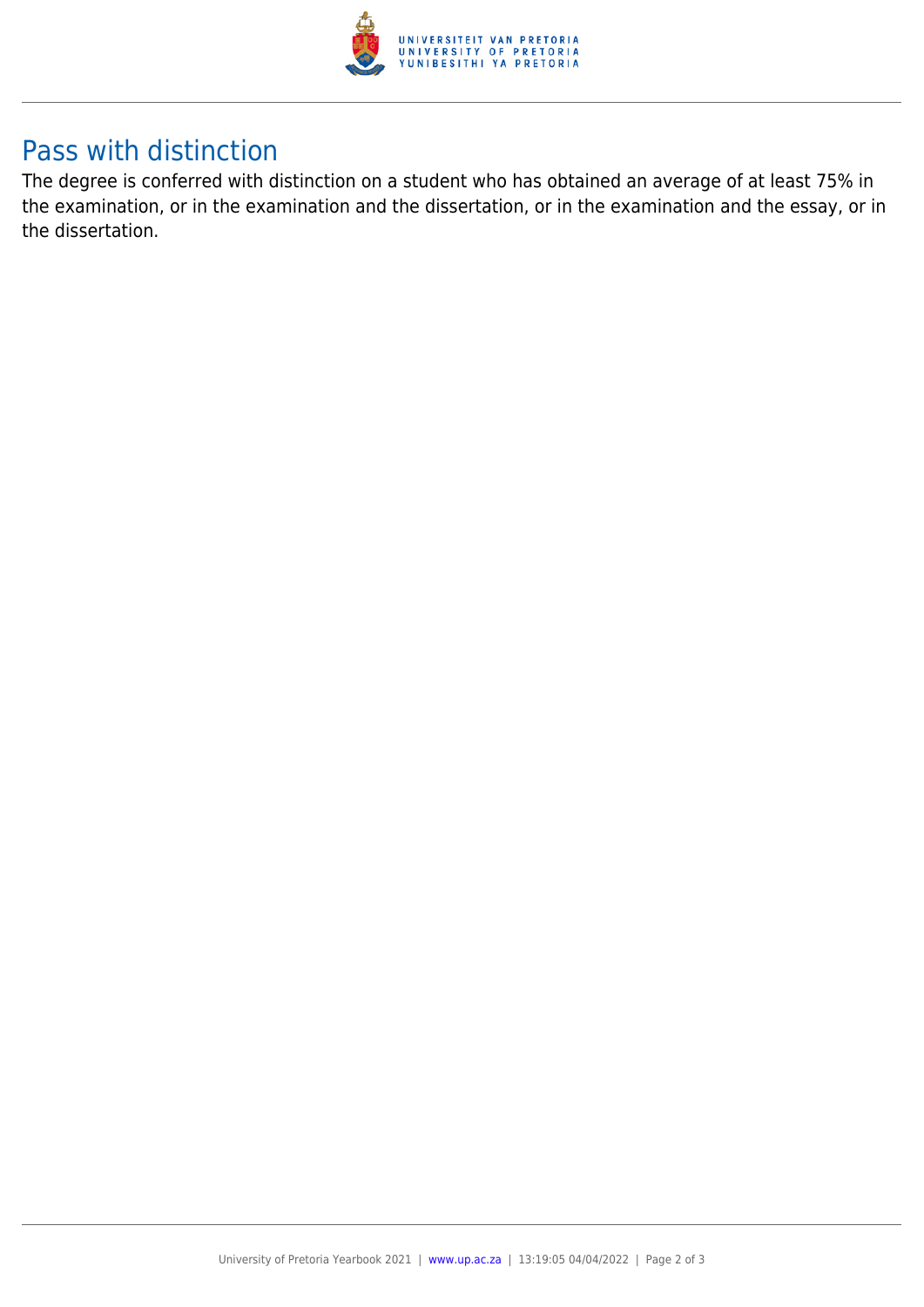## Pass with distinction

The degree is conferred with distinction on a student who has obtained an average of at least 75% in the examination, or in the examination and the dissertation, or in the examination and the essay, or in the dissertation.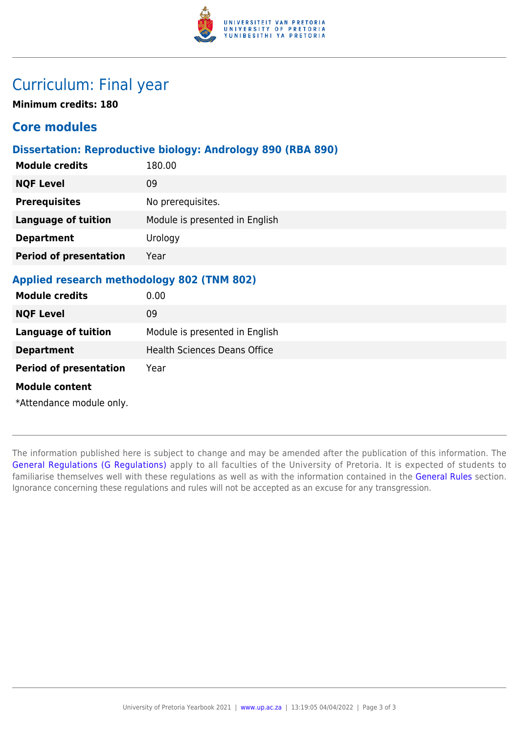# Curriculum: Final year

**Minimum credits: 180**

## Core modules

### Dissertation: Reproductive biology: Andrology 890 (RBA 890)

| | |
|---|---|
| **Module credits** | 180.00 |
| **NQF Level** | 09 |
| **Prerequisites** | No prerequisites. |
| **Language of tuition** | Module is presented in English |
| **Department** | Urology |
| **Period of presentation** | Year |

### Applied research methodology 802 (TNM 802)

| | |
|---|---|
| **Module credits** | 0.00 |
| **NQF Level** | 09 |
| **Language of tuition** | Module is presented in English |
| **Department** | Health Sciences Deans Office |
| **Period of presentation** | Year |

**Module content**

*Attendance module only.

The information published here is subject to change and may be amended after the publication of this information. The General Regulations (G Regulations) apply to all faculties of the University of Pretoria. It is expected of students to familiarise themselves well with these regulations as well as with the information contained in the General Rules section. Ignorance concerning these regulations and rules will not be accepted as an excuse for any transgression.